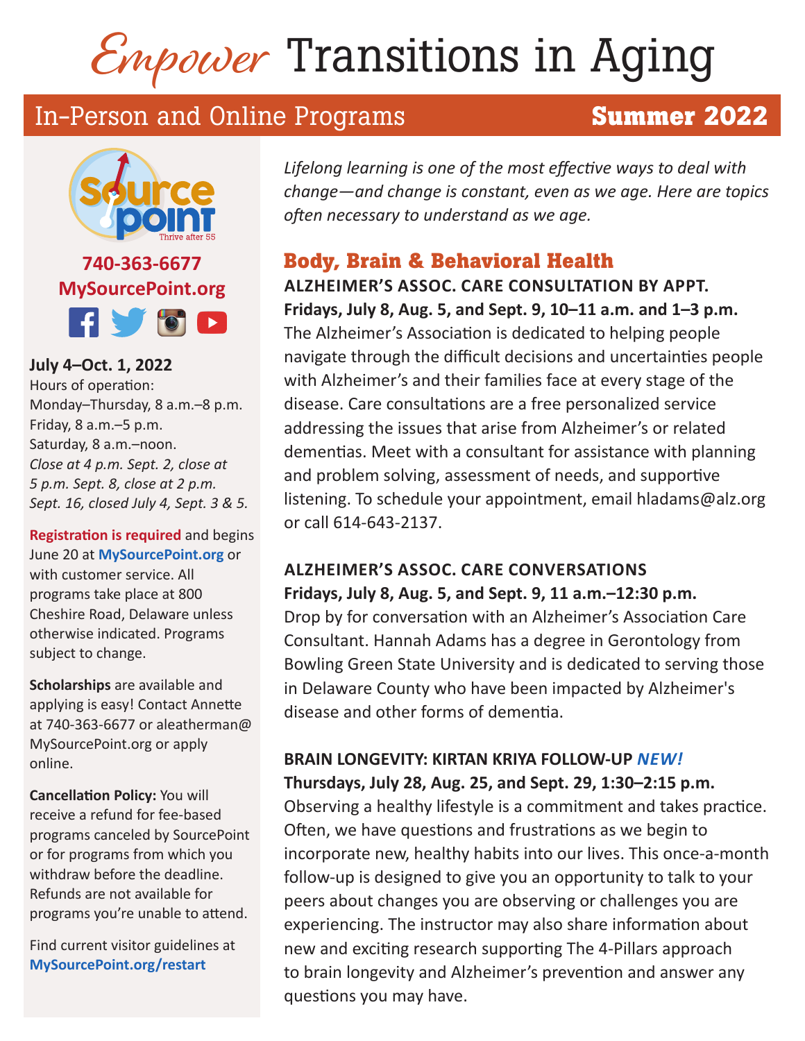# *Empower* Transitions in Aging

## In-Person and Online Programs **Summer 2022**

SourcePoint Thrive after 55

**740-363-6677**
**MySourcePoint.org**

**July 4–Oct. 1, 2022**
Hours of operation:
Monday–Thursday, 8 a.m.–8 p.m.
Friday, 8 a.m.–5 p.m.
Saturday, 8 a.m.–noon.
*Close at 4 p.m. Sept. 2, close at 5 p.m. Sept. 8, close at 2 p.m. Sept. 16, closed July 4, Sept. 3 & 5.*

**Registration is required** and begins June 20 at **MySourcePoint.org** or with customer service. All programs take place at 800 Cheshire Road, Delaware unless otherwise indicated. Programs subject to change.

**Scholarships** are available and applying is easy! Contact Annette at 740-363-6677 or aleatherman@MySourcePoint.org or apply online.

**Cancellation Policy:** You will receive a refund for fee-based programs canceled by SourcePoint or for programs from which you withdraw before the deadline. Refunds are not available for programs you're unable to attend.

Find current visitor guidelines at **MySourcePoint.org/restart**

*Lifelong learning is one of the most effective ways to deal with change—and change is constant, even as we age. Here are topics often necessary to understand as we age.*

## Body, Brain & Behavioral Health

**ALZHEIMER'S ASSOC. CARE CONSULTATION BY APPT.**
**Fridays, July 8, Aug. 5, and Sept. 9, 10–11 a.m. and 1–3 p.m.**
The Alzheimer's Association is dedicated to helping people navigate through the difficult decisions and uncertainties people with Alzheimer's and their families face at every stage of the disease. Care consultations are a free personalized service addressing the issues that arise from Alzheimer's or related dementias. Meet with a consultant for assistance with planning and problem solving, assessment of needs, and supportive listening. To schedule your appointment, email hladams@alz.org or call 614-643-2137.

**ALZHEIMER'S ASSOC. CARE CONVERSATIONS**
**Fridays, July 8, Aug. 5, and Sept. 9, 11 a.m.–12:30 p.m.**
Drop by for conversation with an Alzheimer's Association Care Consultant. Hannah Adams has a degree in Gerontology from Bowling Green State University and is dedicated to serving those in Delaware County who have been impacted by Alzheimer's disease and other forms of dementia.

**BRAIN LONGEVITY: KIRTAN KRIYA FOLLOW-UP** ***NEW!***
**Thursdays, July 28, Aug. 25, and Sept. 29, 1:30–2:15 p.m.**
Observing a healthy lifestyle is a commitment and takes practice. Often, we have questions and frustrations as we begin to incorporate new, healthy habits into our lives. This once-a-month follow-up is designed to give you an opportunity to talk to your peers about changes you are observing or challenges you are experiencing. The instructor may also share information about new and exciting research supporting The 4-Pillars approach to brain longevity and Alzheimer's prevention and answer any questions you may have.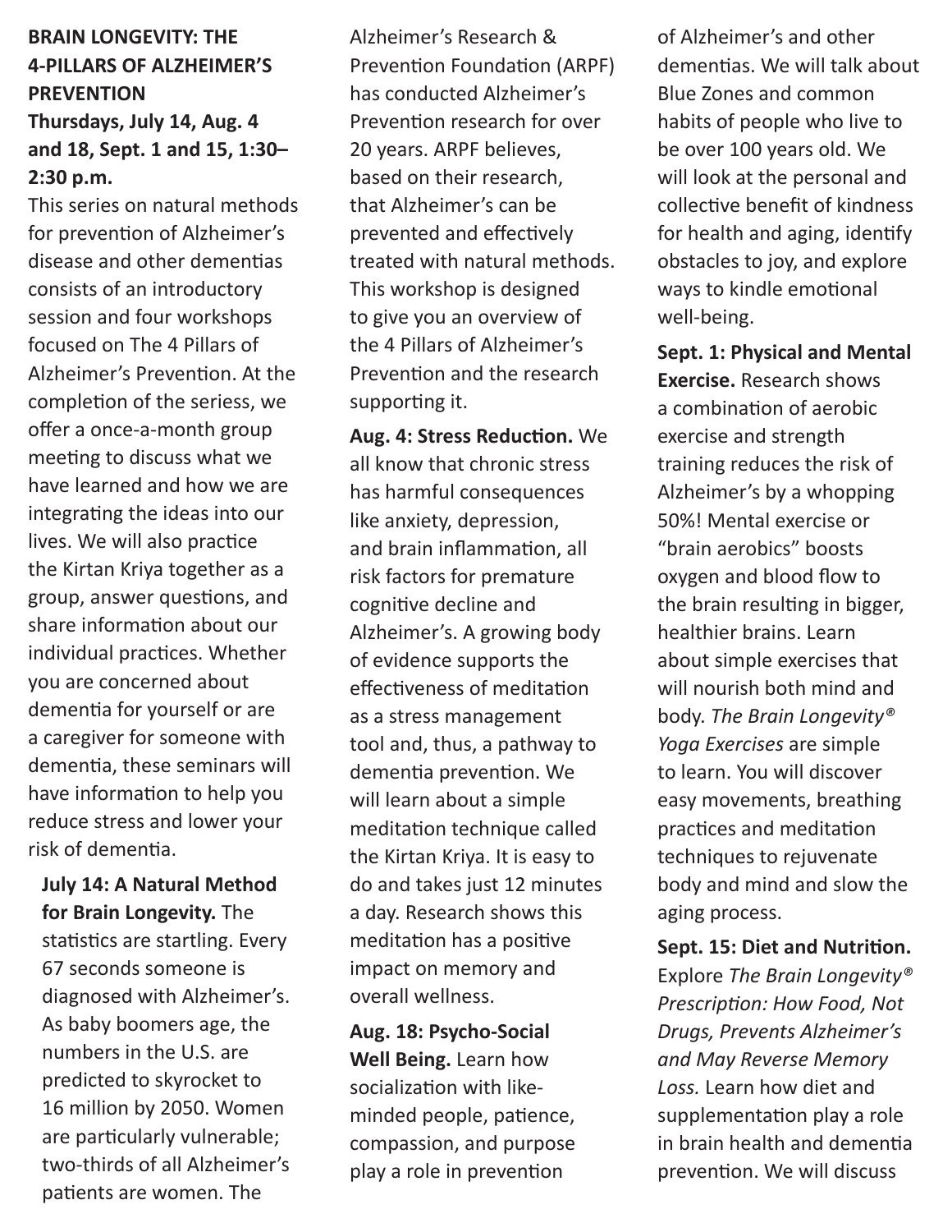**BRAIN LONGEVITY: THE 4-PILLARS OF ALZHEIMER'S PREVENTION**

**Thursdays, July 14, Aug. 4 and 18, Sept. 1 and 15, 1:30–2:30 p.m.**

This series on natural methods for prevention of Alzheimer's disease and other dementias consists of an introductory session and four workshops focused on The 4 Pillars of Alzheimer's Prevention. At the completion of the seriess, we offer a once-a-month group meeting to discuss what we have learned and how we are integrating the ideas into our lives. We will also practice the Kirtan Kriya together as a group, answer questions, and share information about our individual practices. Whether you are concerned about dementia for yourself or are a caregiver for someone with dementia, these seminars will have information to help you reduce stress and lower your risk of dementia.

**July 14: A Natural Method for Brain Longevity.** The statistics are startling. Every 67 seconds someone is diagnosed with Alzheimer's. As baby boomers age, the numbers in the U.S. are predicted to skyrocket to 16 million by 2050. Women are particularly vulnerable; two-thirds of all Alzheimer's patients are women. The Alzheimer's Research & Prevention Foundation (ARPF) has conducted Alzheimer's Prevention research for over 20 years. ARPF believes, based on their research, that Alzheimer's can be prevented and effectively treated with natural methods. This workshop is designed to give you an overview of the 4 Pillars of Alzheimer's Prevention and the research supporting it.

**Aug. 4: Stress Reduction.** We all know that chronic stress has harmful consequences like anxiety, depression, and brain inflammation, all risk factors for premature cognitive decline and Alzheimer's. A growing body of evidence supports the effectiveness of meditation as a stress management tool and, thus, a pathway to dementia prevention. We will learn about a simple meditation technique called the Kirtan Kriya. It is easy to do and takes just 12 minutes a day. Research shows this meditation has a positive impact on memory and overall wellness.

**Aug. 18: Psycho-Social Well Being.** Learn how socialization with like-minded people, patience, compassion, and purpose play a role in prevention of Alzheimer's and other dementias. We will talk about Blue Zones and common habits of people who live to be over 100 years old. We will look at the personal and collective benefit of kindness for health and aging, identify obstacles to joy, and explore ways to kindle emotional well-being.

**Sept. 1: Physical and Mental Exercise.** Research shows a combination of aerobic exercise and strength training reduces the risk of Alzheimer's by a whopping 50%! Mental exercise or "brain aerobics" boosts oxygen and blood flow to the brain resulting in bigger, healthier brains. Learn about simple exercises that will nourish both mind and body. *The Brain Longevity® Yoga Exercises* are simple to learn. You will discover easy movements, breathing practices and meditation techniques to rejuvenate body and mind and slow the aging process.

**Sept. 15: Diet and Nutrition.** Explore *The Brain Longevity® Prescription: How Food, Not Drugs, Prevents Alzheimer's and May Reverse Memory Loss.* Learn how diet and supplementation play a role in brain health and dementia prevention. We will discuss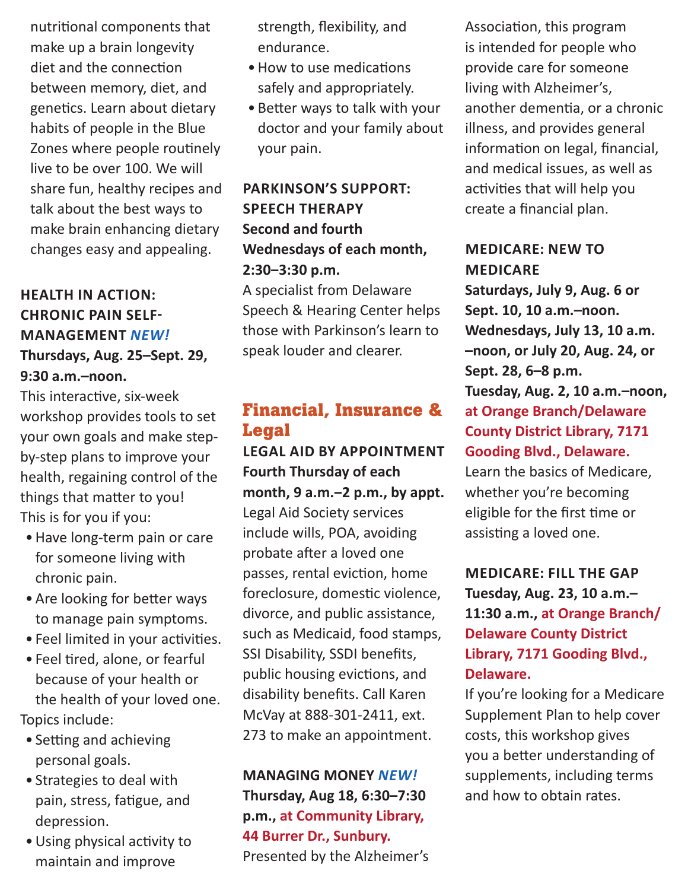nutritional components that make up a brain longevity diet and the connection between memory, diet, and genetics. Learn about dietary habits of people in the Blue Zones where people routinely live to be over 100. We will share fun, healthy recipes and talk about the best ways to make brain enhancing dietary changes easy and appealing.

### HEALTH IN ACTION: CHRONIC PAIN SELF-MANAGEMENT *NEW!*

**Thursdays, Aug. 25–Sept. 29, 9:30 a.m.–noon.**

This interactive, six-week workshop provides tools to set your own goals and make step-by-step plans to improve your health, regaining control of the things that matter to you!

This is for you if you:

- Have long-term pain or care for someone living with chronic pain.
- Are looking for better ways to manage pain symptoms.
- Feel limited in your activities.
- Feel tired, alone, or fearful because of your health or the health of your loved one.

Topics include:

- Setting and achieving personal goals.
- Strategies to deal with pain, stress, fatigue, and depression.
- Using physical activity to maintain and improve strength, flexibility, and endurance.
- How to use medications safely and appropriately.
- Better ways to talk with your doctor and your family about your pain.

### PARKINSON'S SUPPORT: SPEECH THERAPY

**Second and fourth Wednesdays of each month, 2:30–3:30 p.m.**

A specialist from Delaware Speech & Hearing Center helps those with Parkinson's learn to speak louder and clearer.

## Financial, Insurance & Legal

### LEGAL AID BY APPOINTMENT

**Fourth Thursday of each month, 9 a.m.–2 p.m., by appt.**

Legal Aid Society services include wills, POA, avoiding probate after a loved one passes, rental eviction, home foreclosure, domestic violence, divorce, and public assistance, such as Medicaid, food stamps, SSI Disability, SSDI benefits, public housing evictions, and disability benefits. Call Karen McVay at 888-301-2411, ext. 273 to make an appointment.

### MANAGING MONEY *NEW!*

**Thursday, Aug 18, 6:30–7:30 p.m., at Community Library, 44 Burrer Dr., Sunbury.**

Presented by the Alzheimer's Association, this program is intended for people who provide care for someone living with Alzheimer's, another dementia, or a chronic illness, and provides general information on legal, financial, and medical issues, as well as activities that will help you create a financial plan.

### MEDICARE: NEW TO MEDICARE

**Saturdays, July 9, Aug. 6 or Sept. 10, 10 a.m.–noon.**
**Wednesdays, July 13, 10 a.m.–noon, or July 20, Aug. 24, or Sept. 28, 6–8 p.m.**
**Tuesday, Aug. 2, 10 a.m.–noon, at Orange Branch/Delaware County District Library, 7171 Gooding Blvd., Delaware.**

Learn the basics of Medicare, whether you're becoming eligible for the first time or assisting a loved one.

### MEDICARE: FILL THE GAP

**Tuesday, Aug. 23, 10 a.m.–11:30 a.m., at Orange Branch/Delaware County District Library, 7171 Gooding Blvd., Delaware.**

If you're looking for a Medicare Supplement Plan to help cover costs, this workshop gives you a better understanding of supplements, including terms and how to obtain rates.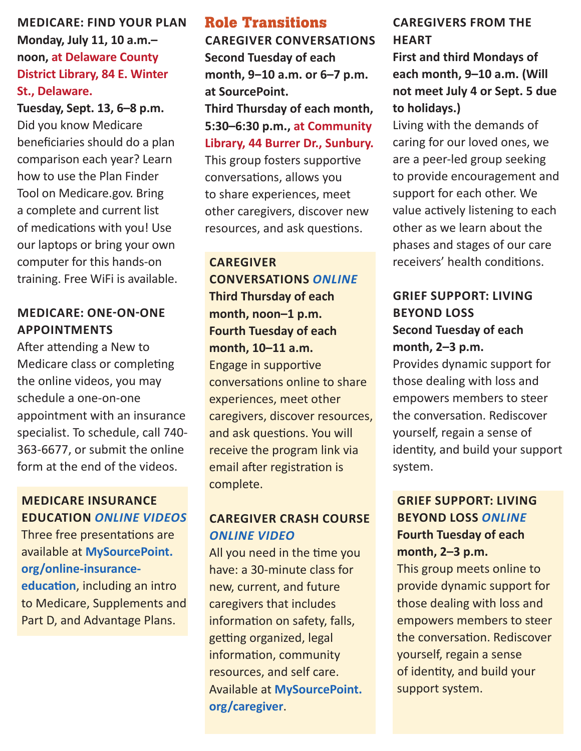### MEDICARE: FIND YOUR PLAN

**Monday, July 11, 10 a.m.–noon, at Delaware County District Library, 84 E. Winter St., Delaware.**

**Tuesday, Sept. 13, 6–8 p.m.**

Did you know Medicare beneficiaries should do a plan comparison each year? Learn how to use the Plan Finder Tool on Medicare.gov. Bring a complete and current list of medications with you! Use our laptops or bring your own computer for this hands-on training. Free WiFi is available.

### MEDICARE: ONE-ON-ONE APPOINTMENTS

After attending a New to Medicare class or completing the online videos, you may schedule a one-on-one appointment with an insurance specialist. To schedule, call 740-363-6677, or submit the online form at the end of the videos.

### MEDICARE INSURANCE EDUCATION *ONLINE VIDEOS*

Three free presentations are available at **MySourcePoint.org/online-insurance-education**, including an intro to Medicare, Supplements and Part D, and Advantage Plans.

## Role Transitions

### CAREGIVER CONVERSATIONS

**Second Tuesday of each month, 9–10 a.m. or 6–7 p.m. at SourcePoint.**

**Third Thursday of each month, 5:30–6:30 p.m., at Community Library, 44 Burrer Dr., Sunbury.**

This group fosters supportive conversations, allows you to share experiences, meet other caregivers, discover new resources, and ask questions.

### CAREGIVER CONVERSATIONS *ONLINE*

**Third Thursday of each month, noon–1 p.m.**

**Fourth Tuesday of each month, 10–11 a.m.**

Engage in supportive conversations online to share experiences, meet other caregivers, discover resources, and ask questions. You will receive the program link via email after registration is complete.

### CAREGIVER CRASH COURSE *ONLINE VIDEO*

All you need in the time you have: a 30-minute class for new, current, and future caregivers that includes information on safety, falls, getting organized, legal information, community resources, and self care. Available at **MySourcePoint.org/caregiver**.

### CAREGIVERS FROM THE HEART

**First and third Mondays of each month, 9–10 a.m. (Will not meet July 4 or Sept. 5 due to holidays.)**

Living with the demands of caring for our loved ones, we are a peer-led group seeking to provide encouragement and support for each other. We value actively listening to each other as we learn about the phases and stages of our care receivers' health conditions.

### GRIEF SUPPORT: LIVING BEYOND LOSS

**Second Tuesday of each month, 2–3 p.m.**

Provides dynamic support for those dealing with loss and empowers members to steer the conversation. Rediscover yourself, regain a sense of identity, and build your support system.

### GRIEF SUPPORT: LIVING BEYOND LOSS *ONLINE*

**Fourth Tuesday of each month, 2–3 p.m.**

This group meets online to provide dynamic support for those dealing with loss and empowers members to steer the conversation. Rediscover yourself, regain a sense of identity, and build your support system.